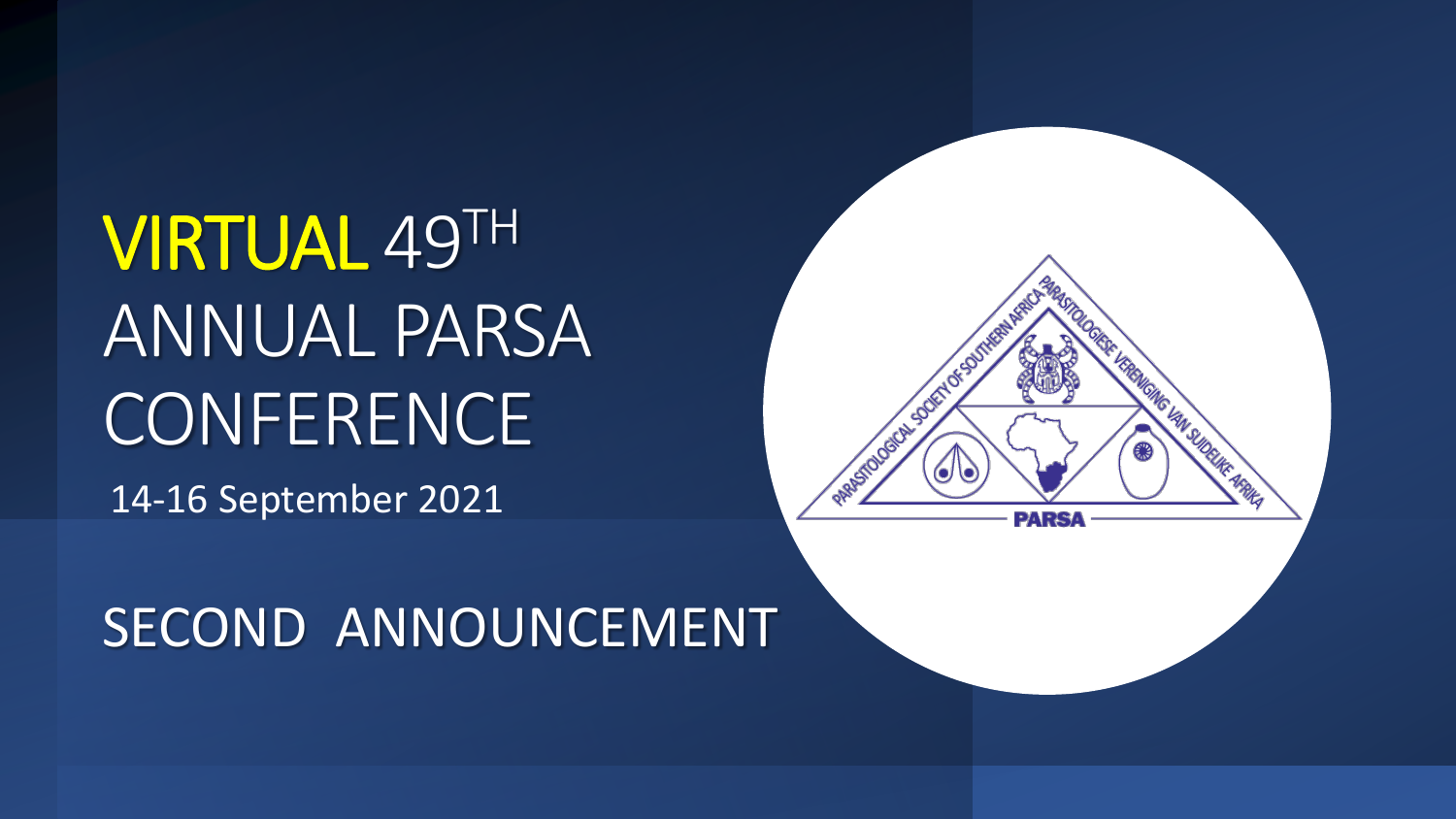# VIRTUAL 49$^{TH}$ ANNUAL PARSA CONFERENCE

14-16 September 2021

## SECOND ANNOUNCEMENT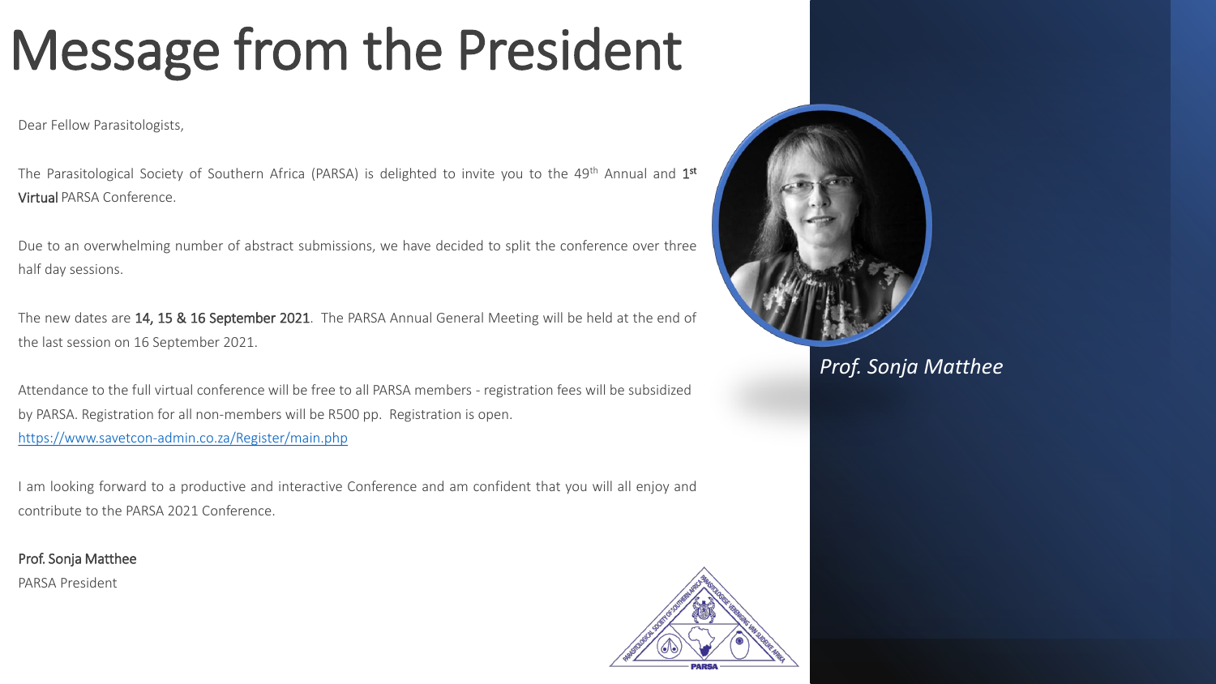# Message from the President

Dear Fellow Parasitologists,

The Parasitological Society of Southern Africa (PARSA) is delighted to invite you to the 49th Annual and **1st Virtual** PARSA Conference.

Due to an overwhelming number of abstract submissions, we have decided to split the conference over three half day sessions.

The new dates are **14, 15 & 16 September 2021**. The PARSA Annual General Meeting will be held at the end of the last session on 16 September 2021.

Attendance to the full virtual conference will be free to all PARSA members - registration fees will be subsidized by PARSA. Registration for all non-members will be R500 pp. Registration is open.
https://www.savetcon-admin.co.za/Register/main.php

I am looking forward to a productive and interactive Conference and am confident that you will all enjoy and contribute to the PARSA 2021 Conference.

**Prof. Sonja Matthee**
PARSA President

*Prof. Sonja Matthee*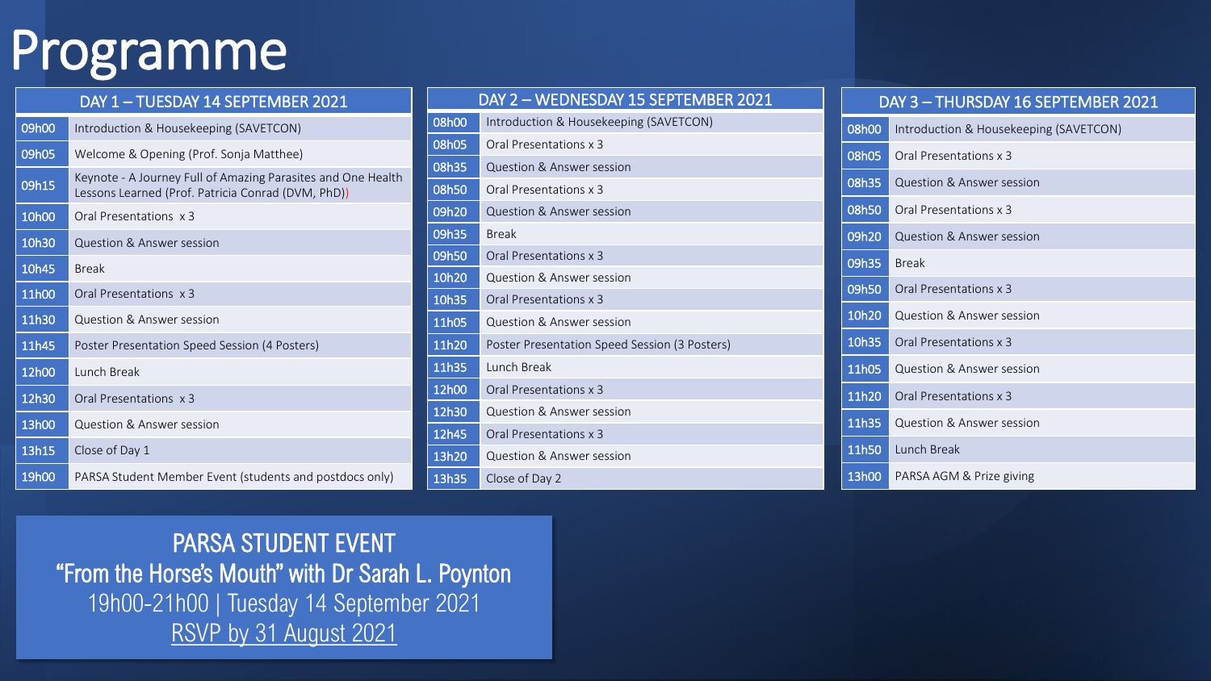# Programme

| DAY 1 – TUESDAY 14 SEPTEMBER 2021 | |
|---|---|
| 09h00 | Introduction & Housekeeping (SAVETCON) |
| 09h05 | Welcome & Opening (Prof. Sonja Matthee) |
| 09h15 | Keynote - A Journey Full of Amazing Parasites and One Health Lessons Learned (Prof. Patricia Conrad (DVM, PhD)) |
| 10h00 | Oral Presentations x 3 |
| 10h30 | Question & Answer session |
| 10h45 | Break |
| 11h00 | Oral Presentations x 3 |
| 11h30 | Question & Answer session |
| 11h45 | Poster Presentation Speed Session (4 Posters) |
| 12h00 | Lunch Break |
| 12h30 | Oral Presentations x 3 |
| 13h00 | Question & Answer session |
| 13h15 | Close of Day 1 |
| 19h00 | PARSA Student Member Event (students and postdocs only) |

| DAY 2 – WEDNESDAY 15 SEPTEMBER 2021 | |
|---|---|
| 08h00 | Introduction & Housekeeping (SAVETCON) |
| 08h05 | Oral Presentations x 3 |
| 08h35 | Question & Answer session |
| 08h50 | Oral Presentations x 3 |
| 09h20 | Question & Answer session |
| 09h35 | Break |
| 09h50 | Oral Presentations x 3 |
| 10h20 | Question & Answer session |
| 10h35 | Oral Presentations x 3 |
| 11h05 | Question & Answer session |
| 11h20 | Poster Presentation Speed Session (3 Posters) |
| 11h35 | Lunch Break |
| 12h00 | Oral Presentations x 3 |
| 12h30 | Question & Answer session |
| 12h45 | Oral Presentations x 3 |
| 13h20 | Question & Answer session |
| 13h35 | Close of Day 2 |

| DAY 3 – THURSDAY 16 SEPTEMBER 2021 | |
|---|---|
| 08h00 | Introduction & Housekeeping (SAVETCON) |
| 08h05 | Oral Presentations x 3 |
| 08h35 | Question & Answer session |
| 08h50 | Oral Presentations x 3 |
| 09h20 | Question & Answer session |
| 09h35 | Break |
| 09h50 | Oral Presentations x 3 |
| 10h20 | Question & Answer session |
| 10h35 | Oral Presentations x 3 |
| 11h05 | Question & Answer session |
| 11h20 | Oral Presentations x 3 |
| 11h35 | Question & Answer session |
| 11h50 | Lunch Break |
| 13h00 | PARSA AGM & Prize giving |

**PARSA STUDENT EVENT**
**"From the Horse's Mouth" with Dr Sarah L. Poynton**
19h00-21h00 | Tuesday 14 September 2021
RSVP by 31 August 2021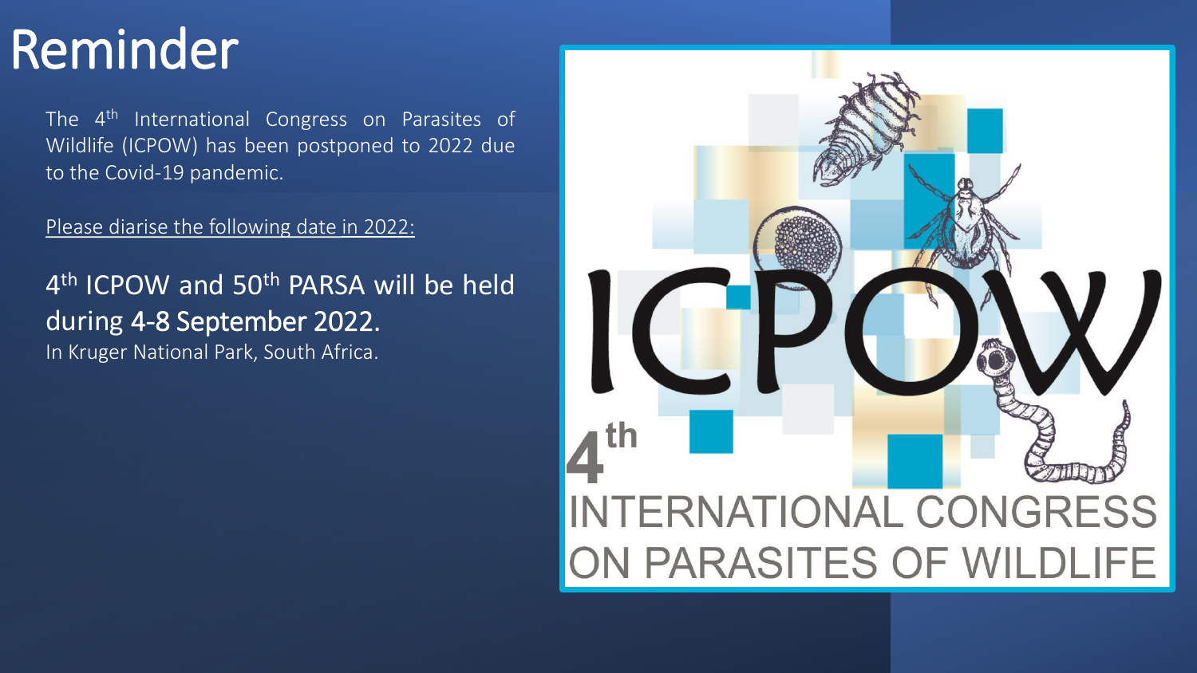# Reminder

The 4th International Congress on Parasites of Wildlife (ICPOW) has been postponed to 2022 due to the Covid-19 pandemic.

Please diarise the following date in 2022:

4th ICPOW and 50th PARSA will be held during 4-8 September 2022.

In Kruger National Park, South Africa.

ICPOW

4th INTERNATIONAL CONGRESS ON PARASITES OF WILDLIFE